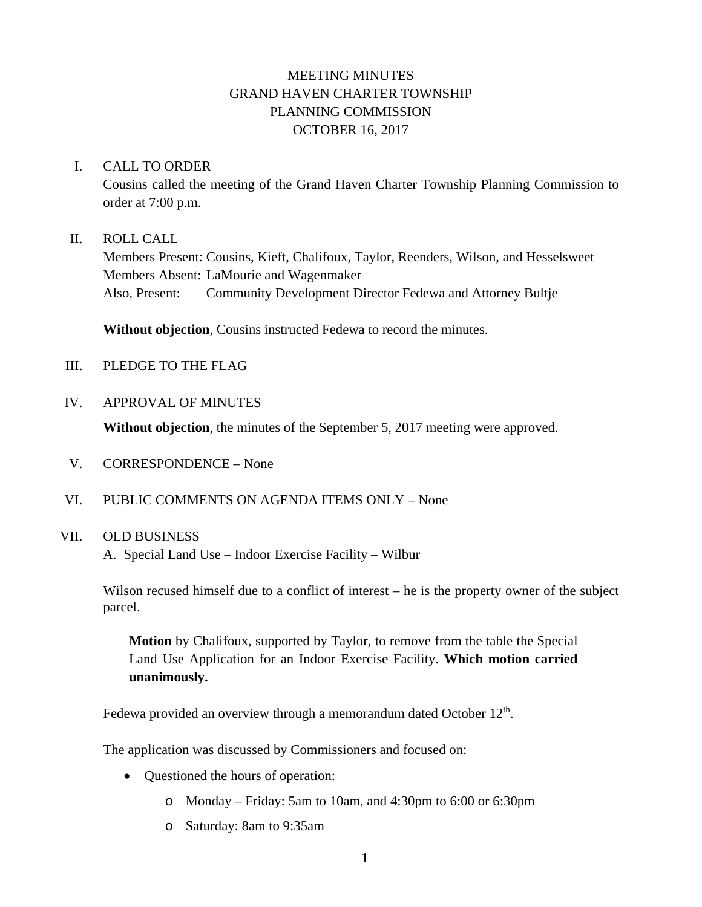# MEETING MINUTES
# GRAND HAVEN CHARTER TOWNSHIP
# PLANNING COMMISSION
# OCTOBER 16, 2017

## I. CALL TO ORDER

Cousins called the meeting of the Grand Haven Charter Township Planning Commission to order at 7:00 p.m.

## II. ROLL CALL

Members Present: Cousins, Kieft, Chalifoux, Taylor, Reenders, Wilson, and Hesselsweet
Members Absent: LaMourie and Wagenmaker
Also, Present: Community Development Director Fedewa and Attorney Bultje

**Without objection**, Cousins instructed Fedewa to record the minutes.

## III. PLEDGE TO THE FLAG

## IV. APPROVAL OF MINUTES

**Without objection**, the minutes of the September 5, 2017 meeting were approved.

## V. CORRESPONDENCE – None

## VI. PUBLIC COMMENTS ON AGENDA ITEMS ONLY – None

## VII. OLD BUSINESS

A. Special Land Use – Indoor Exercise Facility – Wilbur

Wilson recused himself due to a conflict of interest – he is the property owner of the subject parcel.

> **Motion** by Chalifoux, supported by Taylor, to remove from the table the Special Land Use Application for an Indoor Exercise Facility. **Which motion carried unanimously.**

Fedewa provided an overview through a memorandum dated October 12th.

The application was discussed by Commissioners and focused on:

- Questioned the hours of operation:
  - Monday – Friday: 5am to 10am, and 4:30pm to 6:00 or 6:30pm
  - Saturday: 8am to 9:35am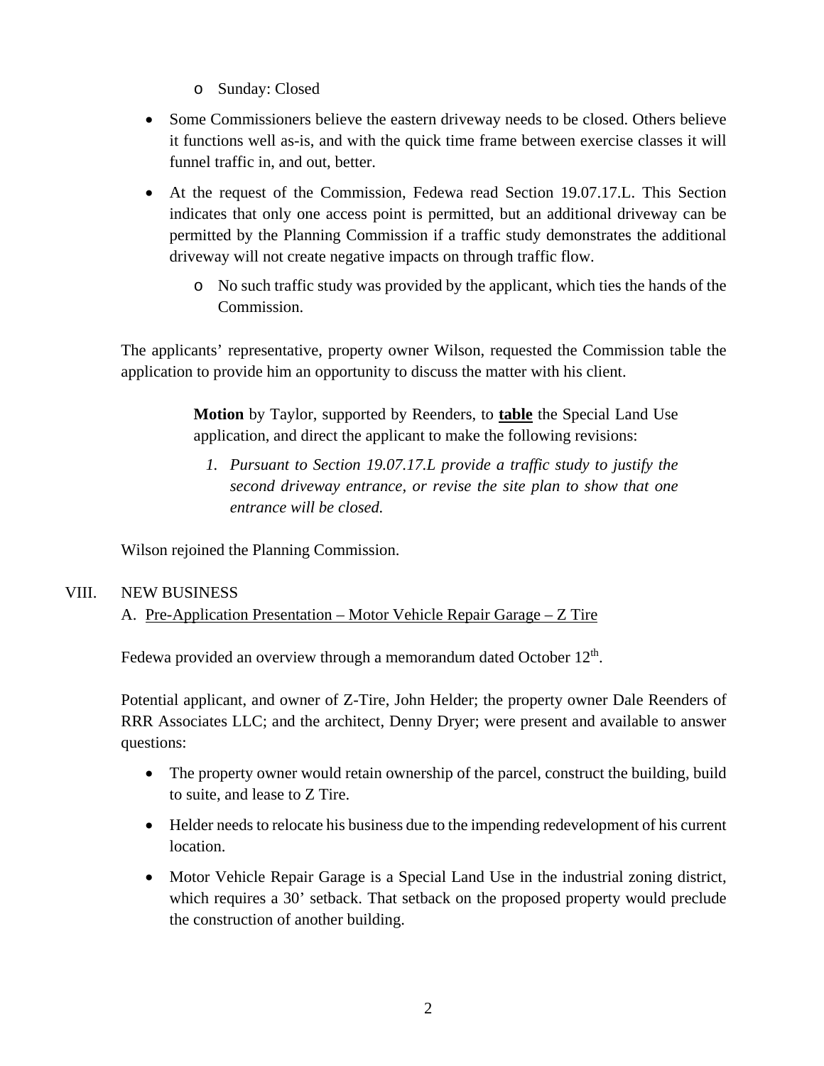- Sunday: Closed

- Some Commissioners believe the eastern driveway needs to be closed. Others believe it functions well as-is, and with the quick time frame between exercise classes it will funnel traffic in, and out, better.

- At the request of the Commission, Fedewa read Section 19.07.17.L. This Section indicates that only one access point is permitted, but an additional driveway can be permitted by the Planning Commission if a traffic study demonstrates the additional driveway will not create negative impacts on through traffic flow.
  - No such traffic study was provided by the applicant, which ties the hands of the Commission.

The applicants' representative, property owner Wilson, requested the Commission table the application to provide him an opportunity to discuss the matter with his client.

> **Motion** by Taylor, supported by Reenders, to **table** the Special Land Use application, and direct the applicant to make the following revisions:
>
> 1. *Pursuant to Section 19.07.17.L provide a traffic study to justify the second driveway entrance, or revise the site plan to show that one entrance will be closed.*

Wilson rejoined the Planning Commission.

VIII. NEW BUSINESS

A. Pre-Application Presentation – Motor Vehicle Repair Garage – Z Tire

Fedewa provided an overview through a memorandum dated October 12th.

Potential applicant, and owner of Z-Tire, John Helder; the property owner Dale Reenders of RRR Associates LLC; and the architect, Denny Dryer; were present and available to answer questions:

- The property owner would retain ownership of the parcel, construct the building, build to suite, and lease to Z Tire.
- Helder needs to relocate his business due to the impending redevelopment of his current location.
- Motor Vehicle Repair Garage is a Special Land Use in the industrial zoning district, which requires a 30' setback. That setback on the proposed property would preclude the construction of another building.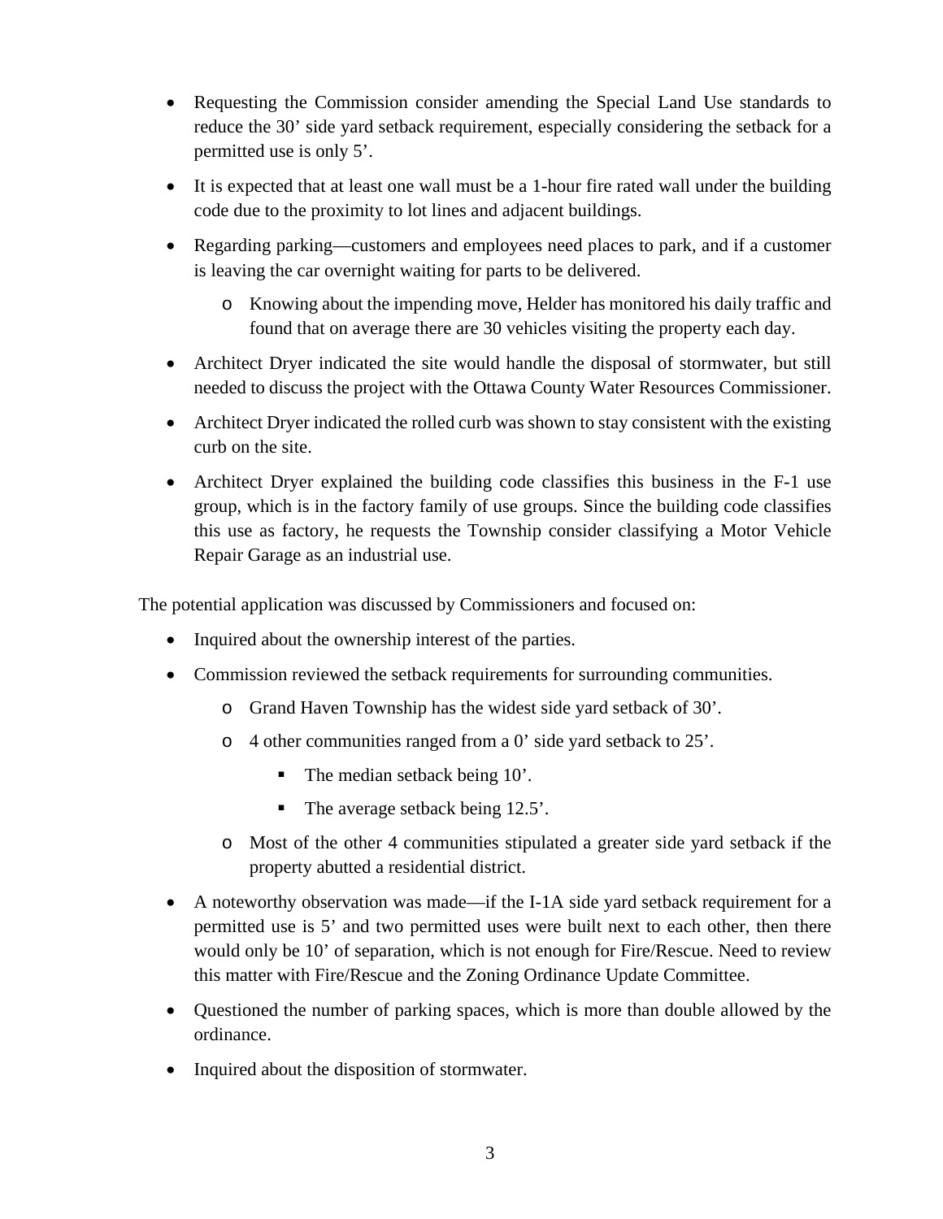- Requesting the Commission consider amending the Special Land Use standards to reduce the 30' side yard setback requirement, especially considering the setback for a permitted use is only 5'.
- It is expected that at least one wall must be a 1-hour fire rated wall under the building code due to the proximity to lot lines and adjacent buildings.
- Regarding parking—customers and employees need places to park, and if a customer is leaving the car overnight waiting for parts to be delivered.
  - Knowing about the impending move, Helder has monitored his daily traffic and found that on average there are 30 vehicles visiting the property each day.
- Architect Dryer indicated the site would handle the disposal of stormwater, but still needed to discuss the project with the Ottawa County Water Resources Commissioner.
- Architect Dryer indicated the rolled curb was shown to stay consistent with the existing curb on the site.
- Architect Dryer explained the building code classifies this business in the F-1 use group, which is in the factory family of use groups. Since the building code classifies this use as factory, he requests the Township consider classifying a Motor Vehicle Repair Garage as an industrial use.

The potential application was discussed by Commissioners and focused on:

- Inquired about the ownership interest of the parties.
- Commission reviewed the setback requirements for surrounding communities.
  - Grand Haven Township has the widest side yard setback of 30'.
  - 4 other communities ranged from a 0' side yard setback to 25'.
    - The median setback being 10'.
    - The average setback being 12.5'.
  - Most of the other 4 communities stipulated a greater side yard setback if the property abutted a residential district.
- A noteworthy observation was made—if the I-1A side yard setback requirement for a permitted use is 5' and two permitted uses were built next to each other, then there would only be 10' of separation, which is not enough for Fire/Rescue. Need to review this matter with Fire/Rescue and the Zoning Ordinance Update Committee.
- Questioned the number of parking spaces, which is more than double allowed by the ordinance.
- Inquired about the disposition of stormwater.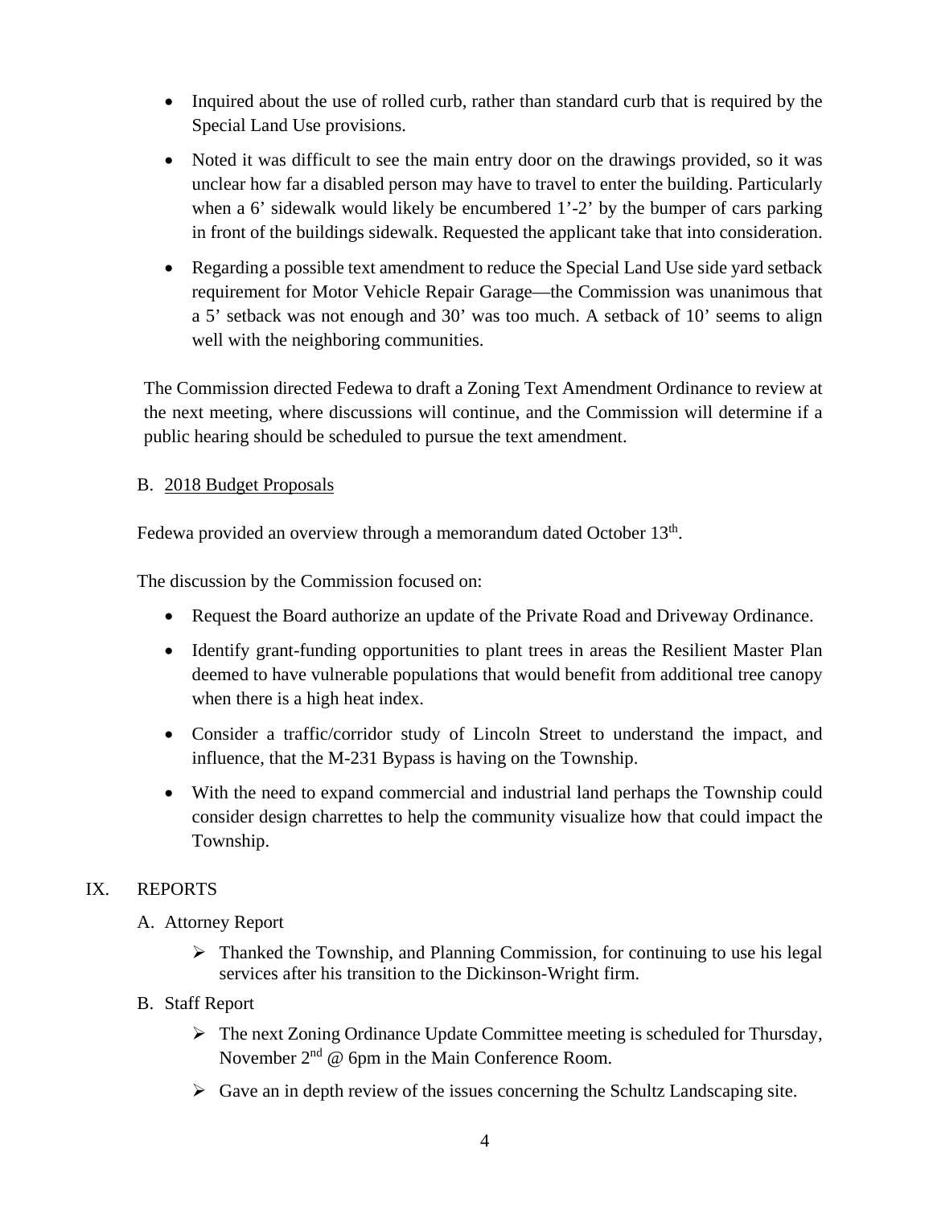- Inquired about the use of rolled curb, rather than standard curb that is required by the Special Land Use provisions.
- Noted it was difficult to see the main entry door on the drawings provided, so it was unclear how far a disabled person may have to travel to enter the building. Particularly when a 6’ sidewalk would likely be encumbered 1’-2’ by the bumper of cars parking in front of the buildings sidewalk. Requested the applicant take that into consideration.
- Regarding a possible text amendment to reduce the Special Land Use side yard setback requirement for Motor Vehicle Repair Garage—the Commission was unanimous that a 5’ setback was not enough and 30’ was too much. A setback of 10’ seems to align well with the neighboring communities.

The Commission directed Fedewa to draft a Zoning Text Amendment Ordinance to review at the next meeting, where discussions will continue, and the Commission will determine if a public hearing should be scheduled to pursue the text amendment.

B. 2018 Budget Proposals

Fedewa provided an overview through a memorandum dated October 13th.

The discussion by the Commission focused on:

- Request the Board authorize an update of the Private Road and Driveway Ordinance.
- Identify grant-funding opportunities to plant trees in areas the Resilient Master Plan deemed to have vulnerable populations that would benefit from additional tree canopy when there is a high heat index.
- Consider a traffic/corridor study of Lincoln Street to understand the impact, and influence, that the M-231 Bypass is having on the Township.
- With the need to expand commercial and industrial land perhaps the Township could consider design charrettes to help the community visualize how that could impact the Township.

## IX. REPORTS

A. Attorney Report

- Thanked the Township, and Planning Commission, for continuing to use his legal services after his transition to the Dickinson-Wright firm.

B. Staff Report

- The next Zoning Ordinance Update Committee meeting is scheduled for Thursday, November 2nd @ 6pm in the Main Conference Room.
- Gave an in depth review of the issues concerning the Schultz Landscaping site.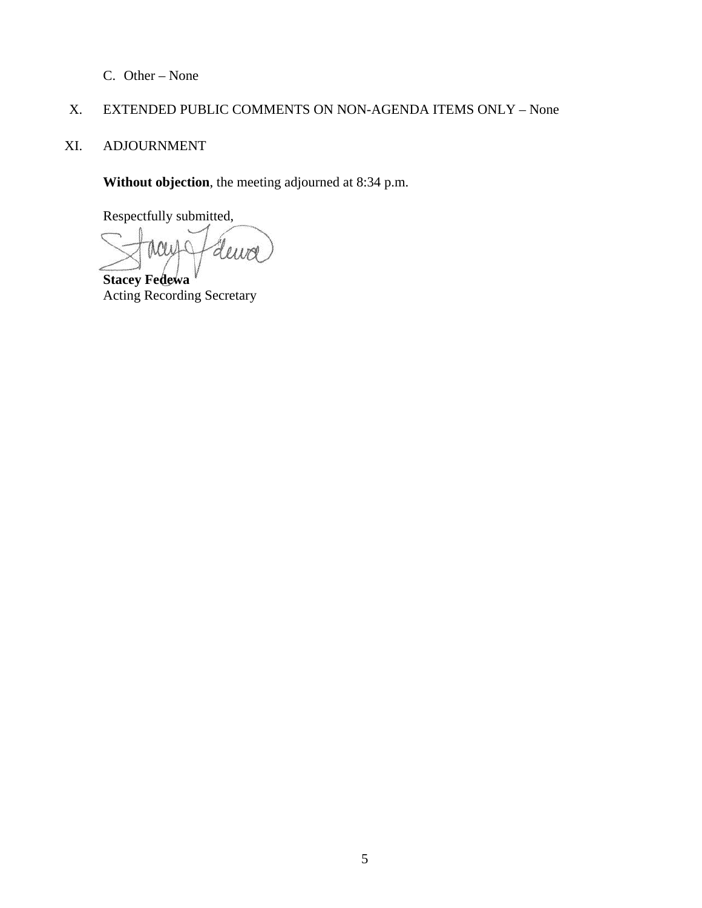C. Other – None

X. EXTENDED PUBLIC COMMENTS ON NON-AGENDA ITEMS ONLY – None

XI. ADJOURNMENT

**Without objection**, the meeting adjourned at 8:34 p.m.

Respectfully submitted,

**Stacey Fedewa**
Acting Recording Secretary